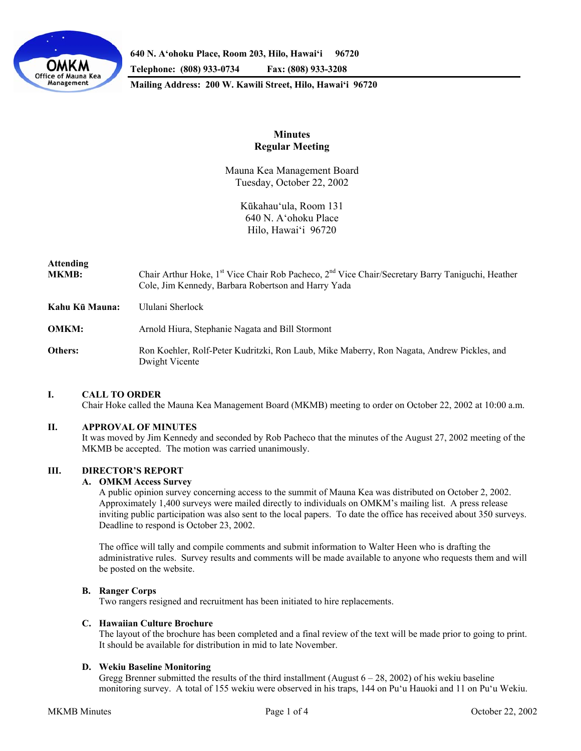640 N. A'ohoku Place, Room 203, Hilo, Hawai'i 96720
Telephone: (808) 933-0734 Fax: (808) 933-3208
Mailing Address: 200 W. Kawili Street, Hilo, Hawai'i 96720

# Minutes
## Regular Meeting

Mauna Kea Management Board
Tuesday, October 22, 2002

Kūkahau'ula, Room 131
640 N. A'ohoku Place
Hilo, Hawai'i 96720

**Attending MKMB:** Chair Arthur Hoke, 1st Vice Chair Rob Pacheco, 2nd Vice Chair/Secretary Barry Taniguchi, Heather Cole, Jim Kennedy, Barbara Robertson and Harry Yada

**Kahu Kū Mauna:** Ululani Sherlock

**OMKM:** Arnold Hiura, Stephanie Nagata and Bill Stormont

**Others:** Ron Koehler, Rolf-Peter Kudritzki, Ron Laub, Mike Maberry, Ron Nagata, Andrew Pickles, and Dwight Vicente

## I. CALL TO ORDER

Chair Hoke called the Mauna Kea Management Board (MKMB) meeting to order on October 22, 2002 at 10:00 a.m.

## II. APPROVAL OF MINUTES

It was moved by Jim Kennedy and seconded by Rob Pacheco that the minutes of the August 27, 2002 meeting of the MKMB be accepted. The motion was carried unanimously.

## III. DIRECTOR'S REPORT

### A. OMKM Access Survey

A public opinion survey concerning access to the summit of Mauna Kea was distributed on October 2, 2002. Approximately 1,400 surveys were mailed directly to individuals on OMKM's mailing list. A press release inviting public participation was also sent to the local papers. To date the office has received about 350 surveys. Deadline to respond is October 23, 2002.

The office will tally and compile comments and submit information to Walter Heen who is drafting the administrative rules. Survey results and comments will be made available to anyone who requests them and will be posted on the website.

### B. Ranger Corps

Two rangers resigned and recruitment has been initiated to hire replacements.

### C. Hawaiian Culture Brochure

The layout of the brochure has been completed and a final review of the text will be made prior to going to print. It should be available for distribution in mid to late November.

### D. Wekiu Baseline Monitoring

Gregg Brenner submitted the results of the third installment (August 6 – 28, 2002) of his wekiu baseline monitoring survey. A total of 155 wekiu were observed in his traps, 144 on Pu'u Hauoki and 11 on Pu'u Wekiu.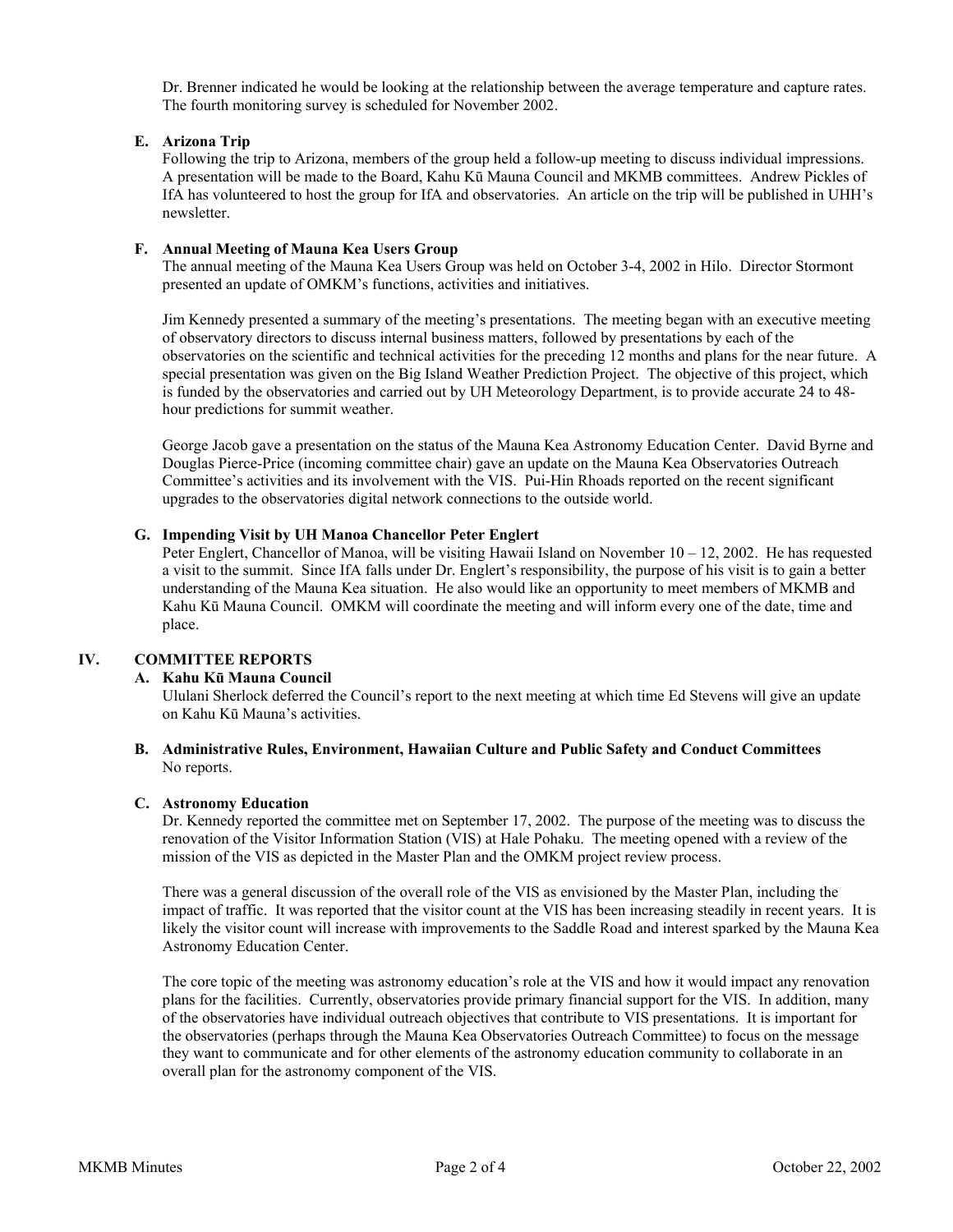Dr. Brenner indicated he would be looking at the relationship between the average temperature and capture rates. The fourth monitoring survey is scheduled for November 2002.

**E. Arizona Trip**

Following the trip to Arizona, members of the group held a follow-up meeting to discuss individual impressions. A presentation will be made to the Board, Kahu Kū Mauna Council and MKMB committees. Andrew Pickles of IfA has volunteered to host the group for IfA and observatories. An article on the trip will be published in UHH's newsletter.

**F. Annual Meeting of Mauna Kea Users Group**

The annual meeting of the Mauna Kea Users Group was held on October 3-4, 2002 in Hilo. Director Stormont presented an update of OMKM's functions, activities and initiatives.

Jim Kennedy presented a summary of the meeting's presentations. The meeting began with an executive meeting of observatory directors to discuss internal business matters, followed by presentations by each of the observatories on the scientific and technical activities for the preceding 12 months and plans for the near future. A special presentation was given on the Big Island Weather Prediction Project. The objective of this project, which is funded by the observatories and carried out by UH Meteorology Department, is to provide accurate 24 to 48-hour predictions for summit weather.

George Jacob gave a presentation on the status of the Mauna Kea Astronomy Education Center. David Byrne and Douglas Pierce-Price (incoming committee chair) gave an update on the Mauna Kea Observatories Outreach Committee's activities and its involvement with the VIS. Pui-Hin Rhoads reported on the recent significant upgrades to the observatories digital network connections to the outside world.

**G. Impending Visit by UH Manoa Chancellor Peter Englert**

Peter Englert, Chancellor of Manoa, will be visiting Hawaii Island on November 10 – 12, 2002. He has requested a visit to the summit. Since IfA falls under Dr. Englert's responsibility, the purpose of his visit is to gain a better understanding of the Mauna Kea situation. He also would like an opportunity to meet members of MKMB and Kahu Kū Mauna Council. OMKM will coordinate the meeting and will inform every one of the date, time and place.

## IV. COMMITTEE REPORTS

**A. Kahu Kū Mauna Council**

Ululani Sherlock deferred the Council's report to the next meeting at which time Ed Stevens will give an update on Kahu Kū Mauna's activities.

**B. Administrative Rules, Environment, Hawaiian Culture and Public Safety and Conduct Committees**

No reports.

**C. Astronomy Education**

Dr. Kennedy reported the committee met on September 17, 2002. The purpose of the meeting was to discuss the renovation of the Visitor Information Station (VIS) at Hale Pohaku. The meeting opened with a review of the mission of the VIS as depicted in the Master Plan and the OMKM project review process.

There was a general discussion of the overall role of the VIS as envisioned by the Master Plan, including the impact of traffic. It was reported that the visitor count at the VIS has been increasing steadily in recent years. It is likely the visitor count will increase with improvements to the Saddle Road and interest sparked by the Mauna Kea Astronomy Education Center.

The core topic of the meeting was astronomy education's role at the VIS and how it would impact any renovation plans for the facilities. Currently, observatories provide primary financial support for the VIS. In addition, many of the observatories have individual outreach objectives that contribute to VIS presentations. It is important for the observatories (perhaps through the Mauna Kea Observatories Outreach Committee) to focus on the message they want to communicate and for other elements of the astronomy education community to collaborate in an overall plan for the astronomy component of the VIS.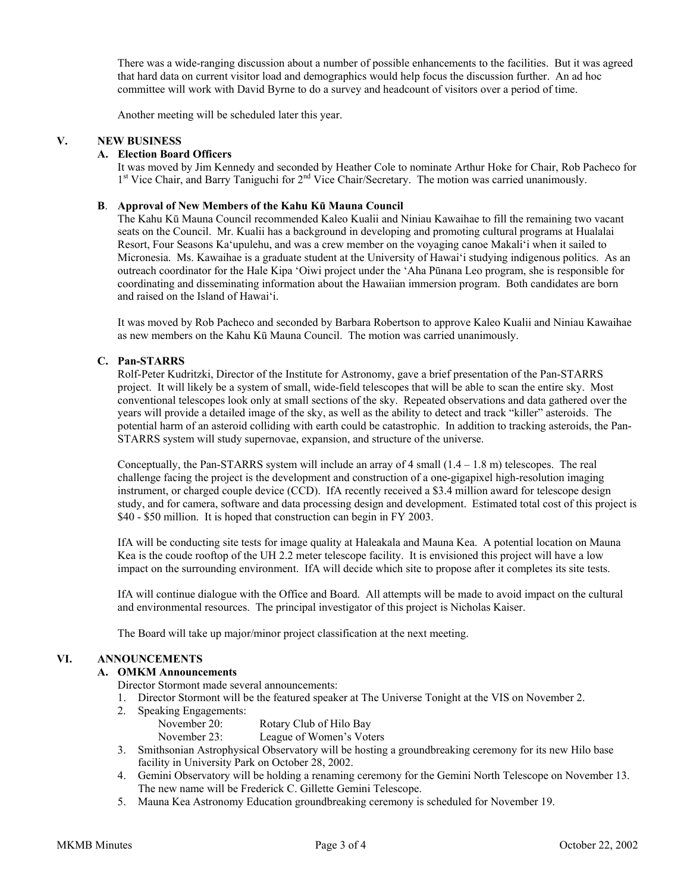There was a wide-ranging discussion about a number of possible enhancements to the facilities. But it was agreed that hard data on current visitor load and demographics would help focus the discussion further. An ad hoc committee will work with David Byrne to do a survey and headcount of visitors over a period of time.

Another meeting will be scheduled later this year.

## V. NEW BUSINESS

### A. Election Board Officers

It was moved by Jim Kennedy and seconded by Heather Cole to nominate Arthur Hoke for Chair, Rob Pacheco for 1st Vice Chair, and Barry Taniguchi for 2nd Vice Chair/Secretary. The motion was carried unanimously.

### B. Approval of New Members of the Kahu Kū Mauna Council

The Kahu Kū Mauna Council recommended Kaleo Kualii and Niniau Kawaihae to fill the remaining two vacant seats on the Council. Mr. Kualii has a background in developing and promoting cultural programs at Hualalai Resort, Four Seasons Ka'upulehu, and was a crew member on the voyaging canoe Makali'i when it sailed to Micronesia. Ms. Kawaihae is a graduate student at the University of Hawai'i studying indigenous politics. As an outreach coordinator for the Hale Kipa 'Oiwi project under the 'Aha Pūnana Leo program, she is responsible for coordinating and disseminating information about the Hawaiian immersion program. Both candidates are born and raised on the Island of Hawai'i.

It was moved by Rob Pacheco and seconded by Barbara Robertson to approve Kaleo Kualii and Niniau Kawaihae as new members on the Kahu Kū Mauna Council. The motion was carried unanimously.

### C. Pan-STARRS

Rolf-Peter Kudritzki, Director of the Institute for Astronomy, gave a brief presentation of the Pan-STARRS project. It will likely be a system of small, wide-field telescopes that will be able to scan the entire sky. Most conventional telescopes look only at small sections of the sky. Repeated observations and data gathered over the years will provide a detailed image of the sky, as well as the ability to detect and track "killer" asteroids. The potential harm of an asteroid colliding with earth could be catastrophic. In addition to tracking asteroids, the Pan-STARRS system will study supernovae, expansion, and structure of the universe.

Conceptually, the Pan-STARRS system will include an array of 4 small (1.4 – 1.8 m) telescopes. The real challenge facing the project is the development and construction of a one-gigapixel high-resolution imaging instrument, or charged couple device (CCD). IfA recently received a $3.4 million award for telescope design study, and for camera, software and data processing design and development. Estimated total cost of this project is $40 - $50 million. It is hoped that construction can begin in FY 2003.

IfA will be conducting site tests for image quality at Haleakala and Mauna Kea. A potential location on Mauna Kea is the coude rooftop of the UH 2.2 meter telescope facility. It is envisioned this project will have a low impact on the surrounding environment. IfA will decide which site to propose after it completes its site tests.

IfA will continue dialogue with the Office and Board. All attempts will be made to avoid impact on the cultural and environmental resources. The principal investigator of this project is Nicholas Kaiser.

The Board will take up major/minor project classification at the next meeting.

## VI. ANNOUNCEMENTS

### A. OMKM Announcements

Director Stormont made several announcements:

1. Director Stormont will be the featured speaker at The Universe Tonight at the VIS on November 2.
2. Speaking Engagements:
   - November 20: Rotary Club of Hilo Bay
   - November 23: League of Women's Voters
3. Smithsonian Astrophysical Observatory will be hosting a groundbreaking ceremony for its new Hilo base facility in University Park on October 28, 2002.
4. Gemini Observatory will be holding a renaming ceremony for the Gemini North Telescope on November 13. The new name will be Frederick C. Gillette Gemini Telescope.
5. Mauna Kea Astronomy Education groundbreaking ceremony is scheduled for November 19.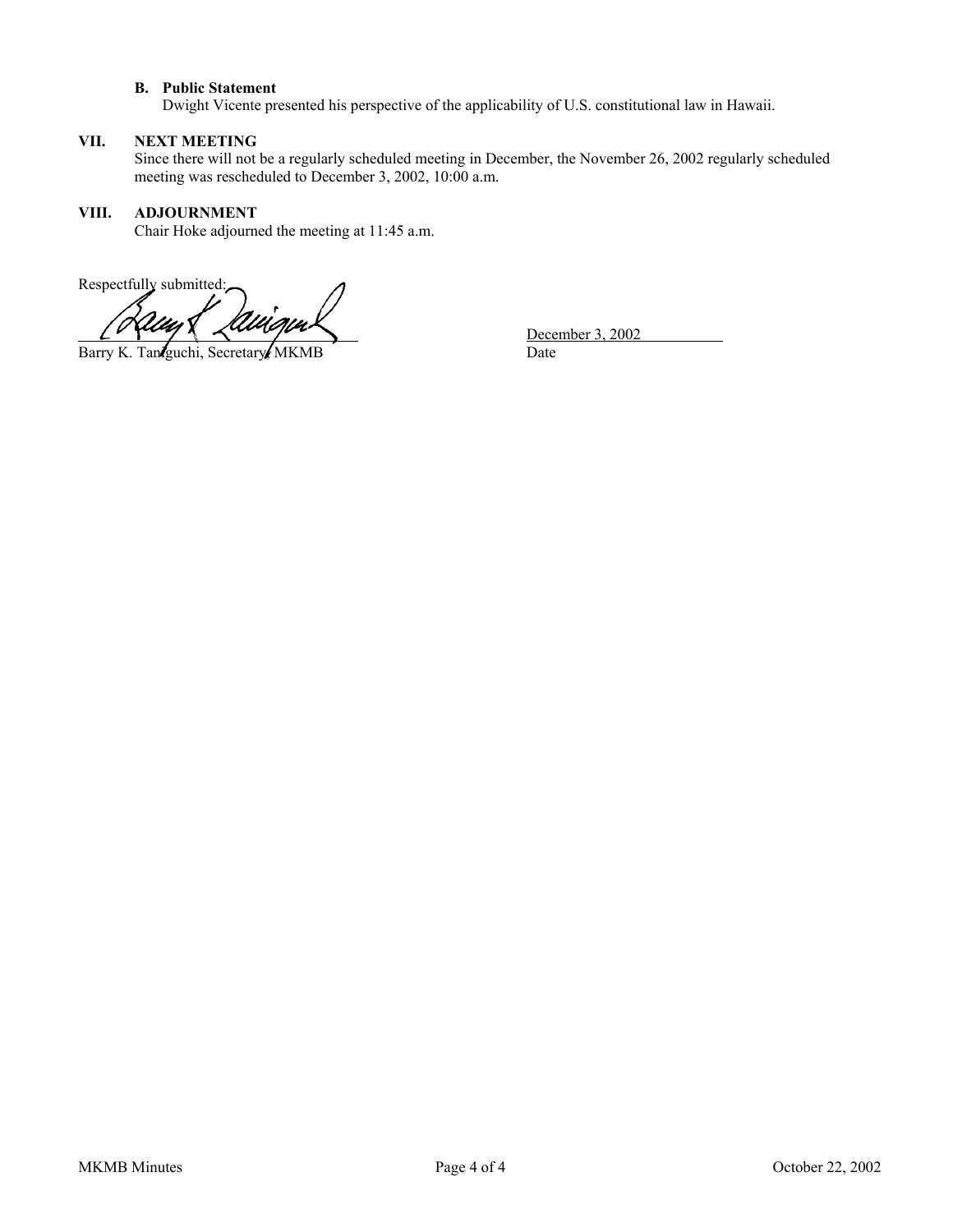**B. Public Statement**

Dwight Vicente presented his perspective of the applicability of U.S. constitutional law in Hawaii.

## VII. NEXT MEETING

Since there will not be a regularly scheduled meeting in December, the November 26, 2002 regularly scheduled meeting was rescheduled to December 3, 2002, 10:00 a.m.

## VIII. ADJOURNMENT

Chair Hoke adjourned the meeting at 11:45 a.m.

Respectfully submitted:

Barry K. Taniguchi, Secretary, MKMB

December 3, 2002
Date